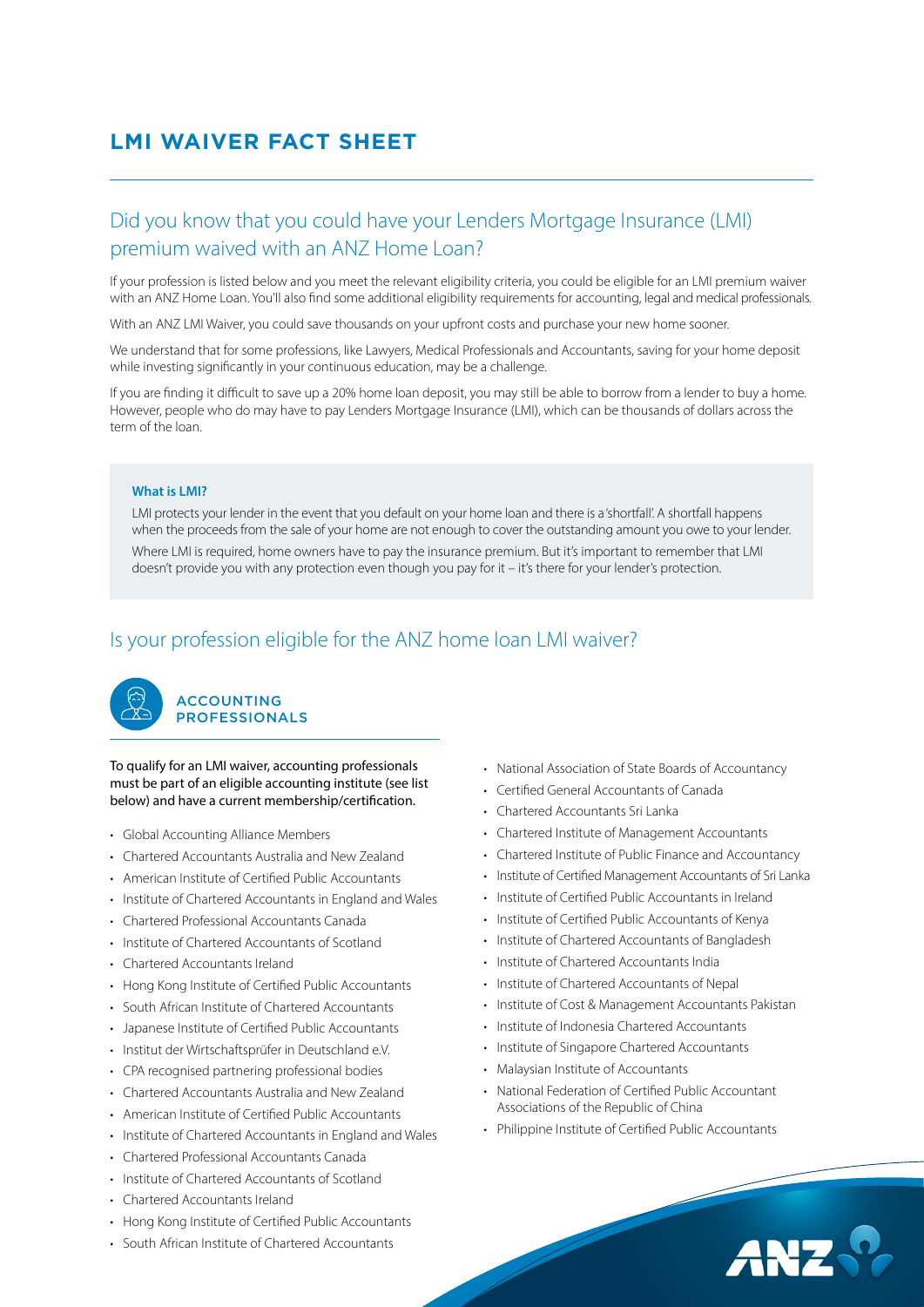# LMI WAIVER FACT SHEET

## Did you know that you could have your Lenders Mortgage Insurance (LMI) premium waived with an ANZ Home Loan?

If your profession is listed below and you meet the relevant eligibility criteria, you could be eligible for an LMI premium waiver with an ANZ Home Loan. You'll also find some additional eligibility requirements for accounting, legal and medical professionals.

With an ANZ LMI Waiver, you could save thousands on your upfront costs and purchase your new home sooner.

We understand that for some professions, like Lawyers, Medical Professionals and Accountants, saving for your home deposit while investing significantly in your continuous education, may be a challenge.

If you are finding it difficult to save up a 20% home loan deposit, you may still be able to borrow from a lender to buy a home. However, people who do may have to pay Lenders Mortgage Insurance (LMI), which can be thousands of dollars across the term of the loan.

**What is LMI?**

LMI protects your lender in the event that you default on your home loan and there is a 'shortfall'. A shortfall happens when the proceeds from the sale of your home are not enough to cover the outstanding amount you owe to your lender.

Where LMI is required, home owners have to pay the insurance premium. But it's important to remember that LMI doesn't provide you with any protection even though you pay for it – it's there for your lender's protection.

## Is your profession eligible for the ANZ home loan LMI waiver?

### ACCOUNTING PROFESSIONALS

To qualify for an LMI waiver, accounting professionals must be part of an eligible accounting institute (see list below) and have a current membership/certification.

- Global Accounting Alliance Members
- Chartered Accountants Australia and New Zealand
- American Institute of Certified Public Accountants
- Institute of Chartered Accountants in England and Wales
- Chartered Professional Accountants Canada
- Institute of Chartered Accountants of Scotland
- Chartered Accountants Ireland
- Hong Kong Institute of Certified Public Accountants
- South African Institute of Chartered Accountants
- Japanese Institute of Certified Public Accountants
- Institut der Wirtschaftsprüfer in Deutschland e.V.
- CPA recognised partnering professional bodies
- Chartered Accountants Australia and New Zealand
- American Institute of Certified Public Accountants
- Institute of Chartered Accountants in England and Wales
- Chartered Professional Accountants Canada
- Institute of Chartered Accountants of Scotland
- Chartered Accountants Ireland
- Hong Kong Institute of Certified Public Accountants
- South African Institute of Chartered Accountants
- National Association of State Boards of Accountancy
- Certified General Accountants of Canada
- Chartered Accountants Sri Lanka
- Chartered Institute of Management Accountants
- Chartered Institute of Public Finance and Accountancy
- Institute of Certified Management Accountants of Sri Lanka
- Institute of Certified Public Accountants in Ireland
- Institute of Certified Public Accountants of Kenya
- Institute of Chartered Accountants of Bangladesh
- Institute of Chartered Accountants India
- Institute of Chartered Accountants of Nepal
- Institute of Cost & Management Accountants Pakistan
- Institute of Indonesia Chartered Accountants
- Institute of Singapore Chartered Accountants
- Malaysian Institute of Accountants
- National Federation of Certified Public Accountant Associations of the Republic of China
- Philippine Institute of Certified Public Accountants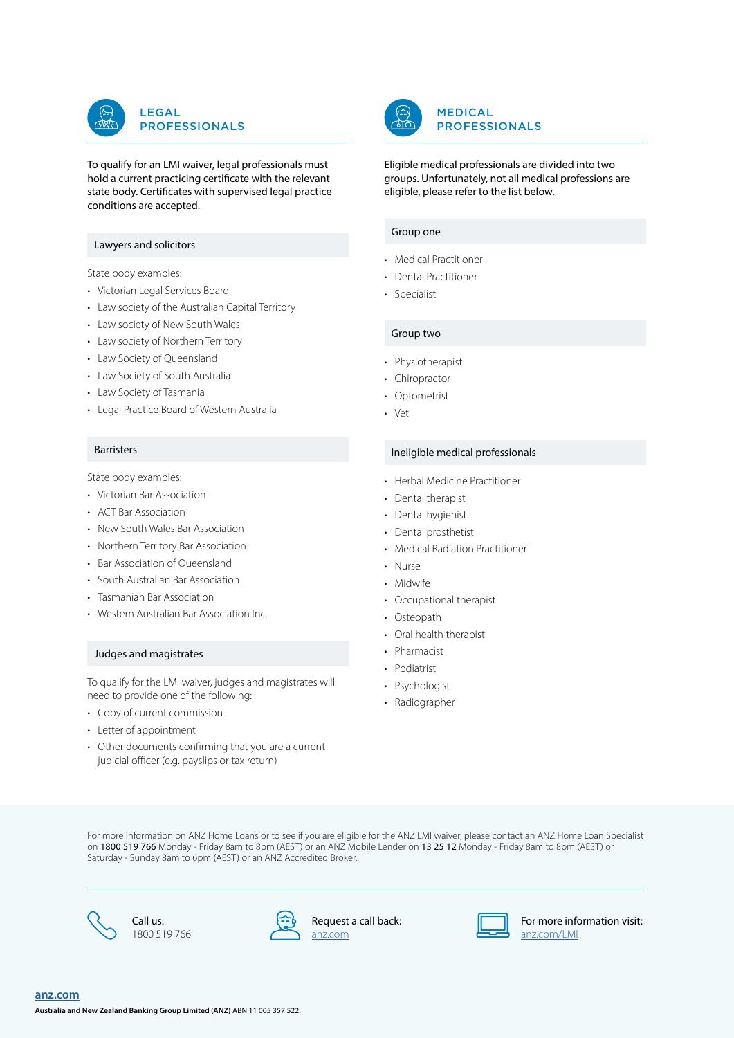## LEGAL PROFESSIONALS

To qualify for an LMI waiver, legal professionals must hold a current practicing certificate with the relevant state body. Certificates with supervised legal practice conditions are accepted.

### Lawyers and solicitors

State body examples:

- Victorian Legal Services Board
- Law society of the Australian Capital Territory
- Law society of New South Wales
- Law society of Northern Territory
- Law Society of Queensland
- Law Society of South Australia
- Law Society of Tasmania
- Legal Practice Board of Western Australia

### Barristers

State body examples:

- Victorian Bar Association
- ACT Bar Association
- New South Wales Bar Association
- Northern Territory Bar Association
- Bar Association of Queensland
- South Australian Bar Association
- Tasmanian Bar Association
- Western Australian Bar Association Inc.

### Judges and magistrates

To qualify for the LMI waiver, judges and magistrates will need to provide one of the following:

- Copy of current commission
- Letter of appointment
- Other documents confirming that you are a current judicial officer (e.g. payslips or tax return)

## MEDICAL PROFESSIONALS

Eligible medical professionals are divided into two groups. Unfortunately, not all medical professions are eligible, please refer to the list below.

### Group one

- Medical Practitioner
- Dental Practitioner
- Specialist

### Group two

- Physiotherapist
- Chiropractor
- Optometrist
- Vet

### Ineligible medical professionals

- Herbal Medicine Practitioner
- Dental therapist
- Dental hygienist
- Dental prosthetist
- Medical Radiation Practitioner
- Nurse
- Midwife
- Occupational therapist
- Osteopath
- Oral health therapist
- Pharmacist
- Podiatrist
- Psychologist
- Radiographer

For more information on ANZ Home Loans or to see if you are eligible for the ANZ LMI waiver, please contact an ANZ Home Loan Specialist on **1800 519 766** Monday - Friday 8am to 8pm (AEST) or an ANZ Mobile Lender on **13 25 12** Monday - Friday 8am to 8pm (AEST) or Saturday - Sunday 8am to 6pm (AEST) or an ANZ Accredited Broker.

Call us:
1800 519 766

Request a call back:
anz.com

For more information visit:
anz.com/LMI

**anz.com**

**Australia and New Zealand Banking Group Limited (ANZ)** ABN 11 005 357 522.